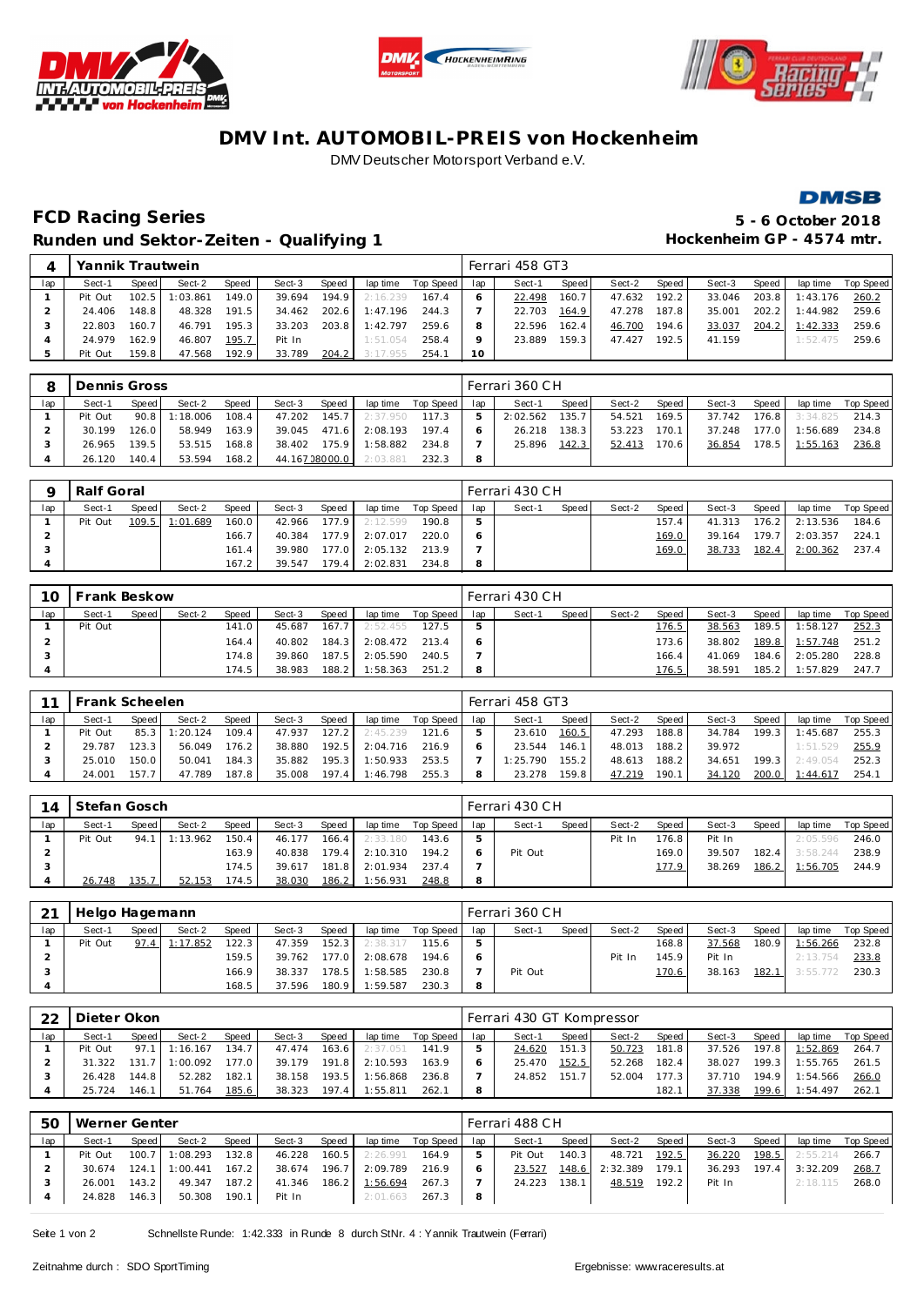# DMV Int. AUTOMOBIL-PREIS von Hockenheim

DMV Deutscher Motorsport Verband e.V.

## FCD Racing Series

**Runden und Sektor-Zeiten - Qualifying 1**

**5 - 6 October 2018**

**Hockenheim GP - 4574 mtr.**

### 4 Yannik Trautwein — Ferrari 458 GT3

| lap | Sect-1 | Speed | Sect-2 | Speed | Sect-3 | Speed | lap time | Top Speed | lap | Sect-1 | Speed | Sect-2 | Speed | Sect-3 | Speed | lap time | Top Speed |
|---|---|---|---|---|---|---|---|---|---|---|---|---|---|---|---|---|---|
| 1 | Pit Out | 102.5 | 1:03.861 | 149.0 | 39.694 | 194.9 | 2:16.239 | 167.4 | 6 | 22.498 | 160.7 | 47.632 | 192.2 | 33.046 | 203.8 | 1:43.176 | 260.2 |
| 2 | 24.406 | 148.8 | 48.328 | 191.5 | 34.462 | 202.6 | 1:47.196 | 244.3 | 7 | 22.703 | 164.9 | 47.278 | 187.8 | 35.001 | 202.2 | 1:44.982 | 259.6 |
| 3 | 22.803 | 160.7 | 46.791 | 195.3 | 33.203 | 203.8 | 1:42.797 | 259.6 | 8 | 22.596 | 162.4 | 46.700 | 194.6 | 33.037 | 204.2 | 1:42.333 | 259.6 |
| 4 | 24.979 | 162.9 | 46.807 | 195.7 | Pit In | | 1:51.054 | 258.4 | 9 | 23.889 | 159.3 | 47.427 | 192.5 | 41.159 | | 1:52.475 | 259.6 |
| 5 | Pit Out | 159.8 | 47.568 | 192.9 | 33.789 | 204.2 | 3:17.955 | 254.1 | 10 | | | | | | | | |

### 8 Dennis Gross — Ferrari 360 CH

| lap | Sect-1 | Speed | Sect-2 | Speed | Sect-3 | Speed | lap time | Top Speed | lap | Sect-1 | Speed | Sect-2 | Speed | Sect-3 | Speed | lap time | Top Speed |
|---|---|---|---|---|---|---|---|---|---|---|---|---|---|---|---|---|---|
| 1 | Pit Out | 90.8 | 1:18.006 | 108.4 | 47.202 | 145.7 | 2:37.950 | 117.3 | 5 | 2:02.562 | 135.7 | 54.521 | 169.5 | 37.742 | 176.8 | 3:34.825 | 214.3 |
| 2 | 30.199 | 126.0 | 58.949 | 163.9 | 39.045 | 471.6 | 2:08.193 | 197.4 | 6 | 26.218 | 138.3 | 53.223 | 170.1 | 37.248 | 177.0 | 1:56.689 | 234.8 |
| 3 | 26.965 | 139.5 | 53.515 | 168.8 | 38.402 | 175.9 | 1:58.882 | 234.8 | 7 | 25.896 | 142.3 | 52.413 | 170.6 | 36.854 | 178.5 | 1:55.163 | 236.8 |
| 4 | 26.120 | 140.4 | 53.594 | 168.2 | 44.167 | 38000.0 | 2:03.881 | 232.3 | 8 | | | | | | | | |

### 9 Ralf Goral — Ferrari 430 CH

| lap | Sect-1 | Speed | Sect-2 | Speed | Sect-3 | Speed | lap time | Top Speed | lap | Sect-1 | Speed | Sect-2 | Speed | Sect-3 | Speed | lap time | Top Speed |
|---|---|---|---|---|---|---|---|---|---|---|---|---|---|---|---|---|---|
| 1 | Pit Out | 109.5 | 1:01.689 | 160.0 | 42.966 | 177.9 | 2:12.599 | 190.8 | 5 | | | | 157.4 | 41.313 | 176.2 | 2:13.536 | 184.6 |
| 2 | | | | 166.7 | 40.384 | 177.9 | 2:07.017 | 220.0 | 6 | | | | 169.0 | 39.164 | 179.7 | 2:03.357 | 224.1 |
| 3 | | | | 161.4 | 39.980 | 177.0 | 2:05.132 | 213.9 | 7 | | | | 169.0 | 38.733 | 182.4 | 2:00.362 | 237.4 |
| 4 | | | | 167.2 | 39.547 | 179.4 | 2:02.831 | 234.8 | 8 | | | | | | | | |

### 10 Frank Beskow — Ferrari 430 CH

| lap | Sect-1 | Speed | Sect-2 | Speed | Sect-3 | Speed | lap time | Top Speed | lap | Sect-1 | Speed | Sect-2 | Speed | Sect-3 | Speed | lap time | Top Speed |
|---|---|---|---|---|---|---|---|---|---|---|---|---|---|---|---|---|---|
| 1 | Pit Out | | | 141.0 | 45.687 | 167.7 | 2:52.455 | 127.5 | 5 | | | | 176.5 | 38.563 | 189.5 | 1:58.127 | 252.3 |
| 2 | | | | 164.4 | 40.802 | 184.3 | 2:08.472 | 213.4 | 6 | | | | 173.6 | 38.802 | 189.8 | 1:57.748 | 251.2 |
| 3 | | | | 174.8 | 39.860 | 187.5 | 2:05.590 | 240.5 | 7 | | | | 166.4 | 41.069 | 184.6 | 2:05.280 | 228.8 |
| 4 | | | | 174.5 | 38.983 | 188.2 | 1:58.363 | 251.2 | 8 | | | | 176.5 | 38.591 | 185.2 | 1:57.829 | 247.7 |

### 11 Frank Scheelen — Ferrari 458 GT3

| lap | Sect-1 | Speed | Sect-2 | Speed | Sect-3 | Speed | lap time | Top Speed | lap | Sect-1 | Speed | Sect-2 | Speed | Sect-3 | Speed | lap time | Top Speed |
|---|---|---|---|---|---|---|---|---|---|---|---|---|---|---|---|---|---|
| 1 | Pit Out | 85.3 | 1:20.124 | 109.4 | 47.937 | 127.2 | 2:45.239 | 121.6 | 5 | 23.610 | 160.5 | 47.293 | 188.8 | 34.784 | 199.3 | 1:45.687 | 255.3 |
| 2 | 29.787 | 123.3 | 56.049 | 176.2 | 38.880 | 192.5 | 2:04.716 | 216.9 | 6 | 23.544 | 146.1 | 48.013 | 188.2 | 39.972 | | 1:51.529 | 255.9 |
| 3 | 25.010 | 150.0 | 50.041 | 184.3 | 35.882 | 195.3 | 1:50.933 | 253.5 | 7 | 1:25.790 | 155.2 | 48.613 | 188.2 | 34.651 | 199.3 | 2:49.054 | 252.3 |
| 4 | 24.001 | 157.7 | 47.789 | 187.8 | 35.008 | 197.4 | 1:46.798 | 255.3 | 8 | 23.278 | 159.8 | 47.219 | 190.1 | 34.120 | 200.0 | 1:44.617 | 254.1 |

### 14 Stefan Gosch — Ferrari 430 CH

| lap | Sect-1 | Speed | Sect-2 | Speed | Sect-3 | Speed | lap time | Top Speed | lap | Sect-1 | Speed | Sect-2 | Speed | Sect-3 | Speed | lap time | Top Speed |
|---|---|---|---|---|---|---|---|---|---|---|---|---|---|---|---|---|---|
| 1 | Pit Out | 94.1 | 1:13.962 | 150.4 | 46.177 | 166.4 | 2:33.180 | 143.6 | 5 | | | Pit In | 176.8 | Pit In | | 2:05.596 | 246.0 |
| 2 | | | | 163.9 | 40.838 | 179.4 | 2:10.310 | 194.2 | 6 | Pit Out | | | 169.0 | 39.507 | 182.4 | 3:58.244 | 238.9 |
| 3 | | | | 174.5 | 39.617 | 181.8 | 2:01.934 | 237.4 | 7 | | | | 177.9 | 38.269 | 186.2 | 1:56.705 | 244.9 |
| 4 | 26.748 | 135.7 | 52.153 | 174.5 | 38.030 | 186.2 | 1:56.931 | 248.8 | 8 | | | | | | | | |

### 21 Helgo Hagemann — Ferrari 360 CH

| lap | Sect-1 | Speed | Sect-2 | Speed | Sect-3 | Speed | lap time | Top Speed | lap | Sect-1 | Speed | Sect-2 | Speed | Sect-3 | Speed | lap time | Top Speed |
|---|---|---|---|---|---|---|---|---|---|---|---|---|---|---|---|---|---|
| 1 | Pit Out | 97.4 | 1:17.852 | 122.3 | 47.359 | 152.3 | 2:38.317 | 115.6 | 5 | | | | 168.8 | 37.568 | 180.9 | 1:56.266 | 232.8 |
| 2 | | | | 159.5 | 39.762 | 177.0 | 2:08.678 | 194.6 | 6 | | | Pit In | 145.9 | Pit In | | 2:13.754 | 233.8 |
| 3 | | | | 166.9 | 38.337 | 178.5 | 1:58.585 | 230.8 | 7 | Pit Out | | | 170.6 | 38.163 | 182.1 | 3:55.772 | 230.3 |
| 4 | | | | 168.5 | 37.596 | 180.9 | 1:59.587 | 230.3 | 8 | | | | | | | | |

### 22 Dieter Okon — Ferrari 430 GT Kompressor

| lap | Sect-1 | Speed | Sect-2 | Speed | Sect-3 | Speed | lap time | Top Speed | lap | Sect-1 | Speed | Sect-2 | Speed | Sect-3 | Speed | lap time | Top Speed |
|---|---|---|---|---|---|---|---|---|---|---|---|---|---|---|---|---|---|
| 1 | Pit Out | 97.1 | 1:16.167 | 134.7 | 47.474 | 163.6 | 2:37.051 | 141.9 | 5 | 24.620 | 151.3 | 50.723 | 181.8 | 37.526 | 197.8 | 1:52.869 | 264.7 |
| 2 | 31.322 | 131.7 | 1:00.092 | 177.0 | 39.179 | 191.8 | 2:10.593 | 163.9 | 6 | 25.470 | 152.5 | 52.268 | 182.4 | 38.027 | 199.3 | 1:55.765 | 261.5 |
| 3 | 26.428 | 144.8 | 52.282 | 182.1 | 38.158 | 193.5 | 1:56.868 | 236.8 | 7 | 24.852 | 151.7 | 52.004 | 177.3 | 37.710 | 194.9 | 1:54.566 | 266.0 |
| 4 | 25.724 | 146.1 | 51.764 | 185.6 | 38.323 | 197.4 | 1:55.811 | 262.1 | 8 | | | | 182.1 | 37.338 | 199.6 | 1:54.497 | 262.1 |

### 50 Werner Genter — Ferrari 488 CH

| lap | Sect-1 | Speed | Sect-2 | Speed | Sect-3 | Speed | lap time | Top Speed | lap | Sect-1 | Speed | Sect-2 | Speed | Sect-3 | Speed | lap time | Top Speed |
|---|---|---|---|---|---|---|---|---|---|---|---|---|---|---|---|---|---|
| 1 | Pit Out | 100.7 | 1:08.293 | 132.8 | 46.228 | 160.5 | 2:26.991 | 164.9 | 5 | Pit Out | 140.3 | 48.721 | 192.5 | 36.220 | 198.5 | 2:55.214 | 266.7 |
| 2 | 30.674 | 124.1 | 1:00.441 | 167.2 | 38.674 | 196.7 | 2:09.789 | 216.9 | 6 | 23.527 | 148.6 | 2:32.389 | 179.1 | 36.293 | 197.4 | 3:32.209 | 268.7 |
| 3 | 26.001 | 143.2 | 49.347 | 187.2 | 41.346 | 186.2 | 1:56.694 | 267.3 | 7 | 24.223 | 138.1 | 48.519 | 192.2 | Pit In | | 2:18.115 | 268.0 |
| 4 | 24.828 | 146.3 | 50.308 | 190.1 | Pit In | | 2:01.663 | 267.3 | 8 | | | | | | | | |

Schnellste Runde: 1:42.333 in Runde 8 durch StNr. 4 : Yannik Trautwein (Ferrari)

Zeitnahme durch : SDO SportTiming

Ergebnisse: www.raceresults.at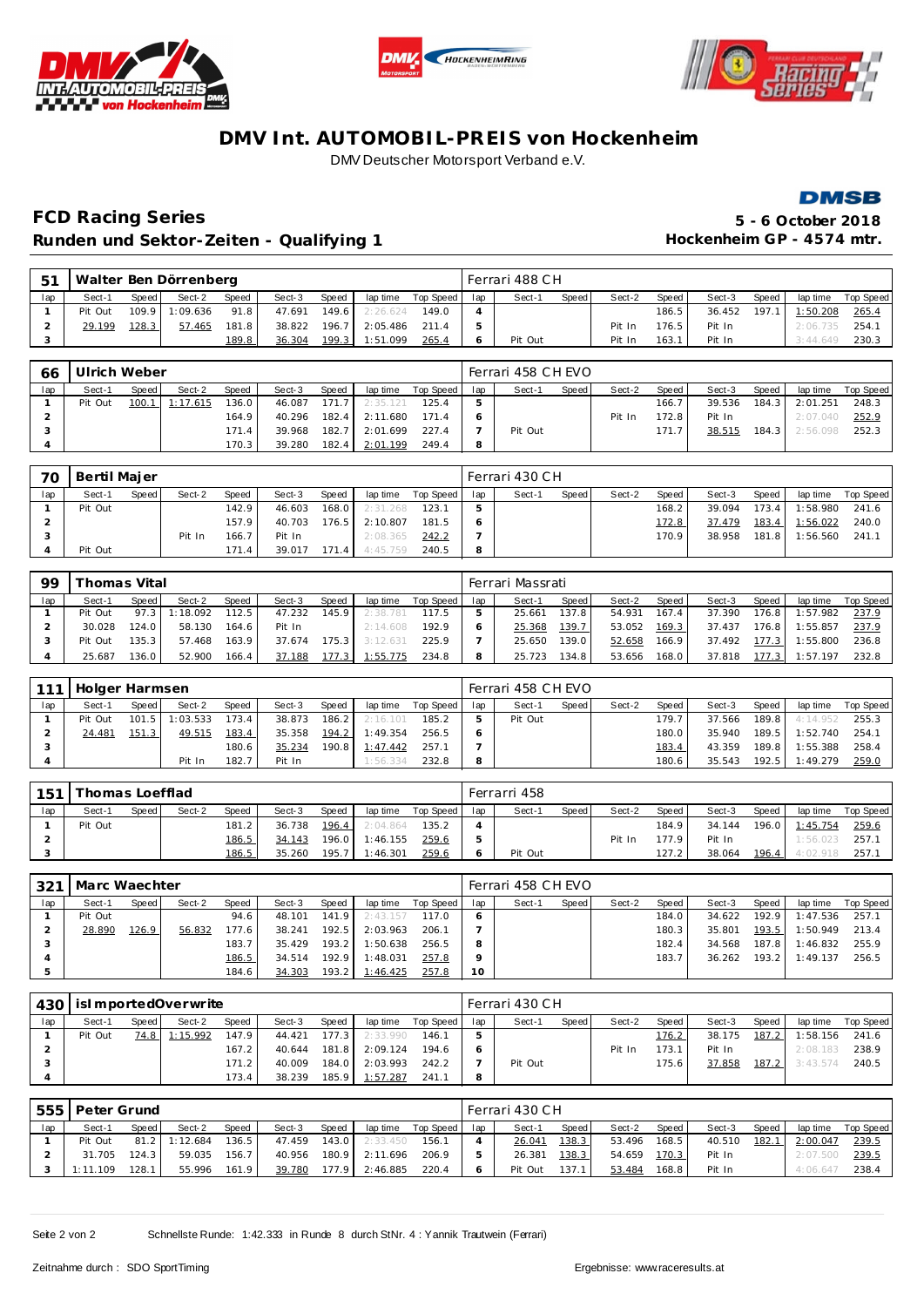# DMV Int. AUTOMOBIL-PREIS von Hockenheim

DMV Deutscher Motorsport Verband e.V.

## FCD Racing Series

**Runden und Sektor-Zeiten - Qualifying 1**

**5 - 6 October 2018**
**Hockenheim GP - 4574 mtr.**

### 51 Walter Ben Dörrenberg — Ferrari 488 CH

| lap | Sect-1 | Speed | Sect-2 | Speed | Sect-3 | Speed | lap time | Top Speed | lap | Sect-1 | Speed | Sect-2 | Speed | Sect-3 | Speed | lap time | Top Speed |
|---|---|---|---|---|---|---|---|---|---|---|---|---|---|---|---|---|---|
| 1 | Pit Out | 109.9 | 1:09.636 | 91.8 | 47.691 | 149.6 | 2:26.624 | 149.0 | 4 | | | | 186.5 | 36.452 | 197.1 | 1:50.208 | 265.4 |
| 2 | 29.199 | 128.3 | 57.465 | 181.8 | 38.822 | 196.7 | 2:05.486 | 211.4 | 5 | | | Pit In | 176.5 | Pit In | | 2:06.735 | 254.1 |
| 3 | | | | 189.8 | 36.304 | 199.3 | 1:51.099 | 265.4 | 6 | Pit Out | | Pit In | 163.1 | | | 3:44.649 | 230.3 |

### 66 Ulrich Weber — Ferrari 458 CH EVO

| lap | Sect-1 | Speed | Sect-2 | Speed | Sect-3 | Speed | lap time | Top Speed | lap | Sect-1 | Speed | Sect-2 | Speed | Sect-3 | Speed | lap time | Top Speed |
|---|---|---|---|---|---|---|---|---|---|---|---|---|---|---|---|---|---|
| 1 | Pit Out | 100.1 | 1:17.615 | 136.0 | 46.087 | 171.7 | 2:35.121 | 125.4 | 5 | | | | 166.7 | 39.536 | 184.3 | 2:01.251 | 248.3 |
| 2 | | | | 164.9 | 40.296 | 182.4 | 2:11.680 | 171.4 | 6 | | | Pit In | 172.8 | Pit In | | 2:07.040 | 252.9 |
| 3 | | | | 171.4 | 39.968 | 182.7 | 2:01.699 | 227.4 | 7 | Pit Out | | | 171.7 | 38.515 | 184.3 | 2:56.098 | 252.3 |
| 4 | | | | 170.3 | 39.280 | 182.4 | 2:01.199 | 249.4 | 8 | | | | | | | | |

### 70 Bertil Majer — Ferrari 430 CH

| lap | Sect-1 | Speed | Sect-2 | Speed | Sect-3 | Speed | lap time | Top Speed | lap | Sect-1 | Speed | Sect-2 | Speed | Sect-3 | Speed | lap time | Top Speed |
|---|---|---|---|---|---|---|---|---|---|---|---|---|---|---|---|---|---|
| 1 | Pit Out | | | 142.9 | 46.603 | 168.0 | 2:31.268 | 123.1 | 5 | | | | 168.2 | 39.094 | 173.4 | 1:58.980 | 241.6 |
| 2 | | | | 157.9 | 40.703 | 176.5 | 2:10.807 | 181.5 | 6 | | | | 172.8 | 37.479 | 183.4 | 1:56.022 | 240.0 |
| 3 | | | Pit In | 166.7 | Pit In | | 2:08.365 | 242.2 | 7 | | | | 170.9 | 38.958 | 181.8 | 1:56.560 | 241.1 |
| 4 | Pit Out | | | 171.4 | 39.017 | 171.4 | 4:45.759 | 240.5 | 8 | | | | | | | | |

### 99 Thomas Vital — Ferrari Massrati

| lap | Sect-1 | Speed | Sect-2 | Speed | Sect-3 | Speed | lap time | Top Speed | lap | Sect-1 | Speed | Sect-2 | Speed | Sect-3 | Speed | lap time | Top Speed |
|---|---|---|---|---|---|---|---|---|---|---|---|---|---|---|---|---|---|
| 1 | Pit Out | 97.3 | 1:18.092 | 112.5 | 47.232 | 145.9 | 2:38.781 | 117.5 | 5 | 25.661 | 137.8 | 54.931 | 167.4 | 37.390 | 176.8 | 1:57.982 | 237.9 |
| 2 | 30.028 | 124.0 | 58.130 | 164.6 | Pit In | | 2:14.608 | 192.9 | 6 | 25.368 | 139.7 | 53.052 | 169.3 | 37.437 | 176.8 | 1:55.857 | 237.9 |
| 3 | Pit Out | 135.3 | 57.468 | 163.9 | 37.674 | 175.3 | 3:12.631 | 225.9 | 7 | 25.650 | 139.0 | 52.658 | 166.9 | 37.492 | 177.3 | 1:55.800 | 236.8 |
| 4 | 25.687 | 136.0 | 52.900 | 166.4 | 37.188 | 177.3 | 1:55.775 | 234.8 | 8 | 25.723 | 134.8 | 53.656 | 168.0 | 37.818 | 177.3 | 1:57.197 | 232.8 |

### 111 Holger Harmsen — Ferrari 458 CH EVO

| lap | Sect-1 | Speed | Sect-2 | Speed | Sect-3 | Speed | lap time | Top Speed | lap | Sect-1 | Speed | Sect-2 | Speed | Sect-3 | Speed | lap time | Top Speed |
|---|---|---|---|---|---|---|---|---|---|---|---|---|---|---|---|---|---|
| 1 | Pit Out | 101.5 | 1:03.533 | 173.4 | 38.873 | 186.2 | 2:16.101 | 185.2 | 5 | Pit Out | | | 179.7 | 37.566 | 189.8 | 4:14.952 | 255.3 |
| 2 | 24.481 | 151.3 | 49.515 | 183.4 | 35.358 | 194.2 | 1:49.354 | 256.5 | 6 | | | | 180.0 | 35.940 | 189.5 | 1:52.740 | 254.1 |
| 3 | | | | 180.6 | 35.234 | 190.8 | 1:47.442 | 257.1 | 7 | | | | 183.4 | 43.359 | 189.8 | 1:55.388 | 258.4 |
| 4 | | | Pit In | 182.7 | Pit In | | 1:56.334 | 232.8 | 8 | | | | 180.6 | 35.543 | 192.5 | 1:49.279 | 259.0 |

### 151 Thomas Loefflad — Ferrarri 458

| lap | Sect-1 | Speed | Sect-2 | Speed | Sect-3 | Speed | lap time | Top Speed | lap | Sect-1 | Speed | Sect-2 | Speed | Sect-3 | Speed | lap time | Top Speed |
|---|---|---|---|---|---|---|---|---|---|---|---|---|---|---|---|---|---|
| 1 | Pit Out | | | 181.2 | 36.738 | 196.4 | 2:04.864 | 135.2 | 4 | | | | 184.9 | 34.144 | 196.0 | 1:45.754 | 259.6 |
| 2 | | | | 186.5 | 34.143 | 196.0 | 1:46.155 | 259.6 | 5 | | | Pit In | 177.9 | Pit In | | 1:56.023 | 257.1 |
| 3 | | | | 186.5 | 35.260 | 195.7 | 1:46.301 | 259.6 | 6 | Pit Out | | | 127.2 | 38.064 | 196.4 | 4:02.918 | 257.1 |

### 321 Marc Waechter — Ferrari 458 CH EVO

| lap | Sect-1 | Speed | Sect-2 | Speed | Sect-3 | Speed | lap time | Top Speed | lap | Sect-1 | Speed | Sect-2 | Speed | Sect-3 | Speed | lap time | Top Speed |
|---|---|---|---|---|---|---|---|---|---|---|---|---|---|---|---|---|---|
| 1 | Pit Out | | | 94.6 | 48.101 | 141.9 | 2:43.157 | 117.0 | 6 | | | | 184.0 | 34.622 | 192.9 | 1:47.536 | 257.1 |
| 2 | 28.890 | 126.9 | 56.832 | 177.6 | 38.241 | 192.5 | 2:03.963 | 206.1 | 7 | | | | 180.3 | 35.801 | 193.5 | 1:50.949 | 213.4 |
| 3 | | | | 183.7 | 35.429 | 193.2 | 1:50.638 | 256.5 | 8 | | | | 182.4 | 34.568 | 187.8 | 1:46.832 | 255.9 |
| 4 | | | | 186.5 | 34.514 | 192.9 | 1:48.031 | 257.8 | 9 | | | | 183.7 | 36.262 | 193.2 | 1:49.137 | 256.5 |
| 5 | | | | 184.6 | 34.303 | 193.2 | 1:46.425 | 257.8 | 10 | | | | | | | | |

### 430 isImportedOverwrite — Ferrari 430 CH

| lap | Sect-1 | Speed | Sect-2 | Speed | Sect-3 | Speed | lap time | Top Speed | lap | Sect-1 | Speed | Sect-2 | Speed | Sect-3 | Speed | lap time | Top Speed |
|---|---|---|---|---|---|---|---|---|---|---|---|---|---|---|---|---|---|
| 1 | Pit Out | 74.8 | 1:15.992 | 147.9 | 44.421 | 177.3 | 2:33.990 | 146.1 | 5 | | | | 176.2 | 38.175 | 187.2 | 1:58.156 | 241.6 |
| 2 | | | | 167.2 | 40.644 | 181.8 | 2:09.124 | 194.6 | 6 | | | Pit In | 173.1 | Pit In | | 2:08.183 | 238.9 |
| 3 | | | | 171.2 | 40.009 | 184.0 | 2:03.993 | 242.2 | 7 | Pit Out | | | 175.6 | 37.858 | 187.2 | 3:43.574 | 240.5 |
| 4 | | | | 173.4 | 38.239 | 185.9 | 1:57.287 | 241.1 | 8 | | | | | | | | |

### 555 Peter Grund — Ferrari 430 CH

| lap | Sect-1 | Speed | Sect-2 | Speed | Sect-3 | Speed | lap time | Top Speed | lap | Sect-1 | Speed | Sect-2 | Speed | Sect-3 | Speed | lap time | Top Speed |
|---|---|---|---|---|---|---|---|---|---|---|---|---|---|---|---|---|---|
| 1 | Pit Out | 81.2 | 1:12.684 | 136.5 | 47.459 | 143.0 | 2:33.450 | 156.1 | 4 | 26.041 | 138.3 | 53.496 | 168.5 | 40.510 | 182.1 | 2:00.047 | 239.5 |
| 2 | 31.705 | 124.3 | 59.035 | 156.7 | 40.956 | 180.9 | 2:11.696 | 206.9 | 5 | 26.381 | 138.3 | 54.659 | 170.3 | Pit In | | 2:07.500 | 239.5 |
| 3 | 1:11.109 | 128.1 | 55.996 | 161.9 | 39.780 | 177.9 | 2:46.885 | 220.4 | 6 | Pit Out | 137.1 | 53.484 | 168.8 | Pit In | | 4:06.647 | 238.4 |

Schnellste Runde: 1:42.333 in Runde 8 durch StNr. 4 : Yannik Trautwein (Ferrari)

Zeitnahme durch : SDO SportTiming

Ergebnisse: www.raceresults.at